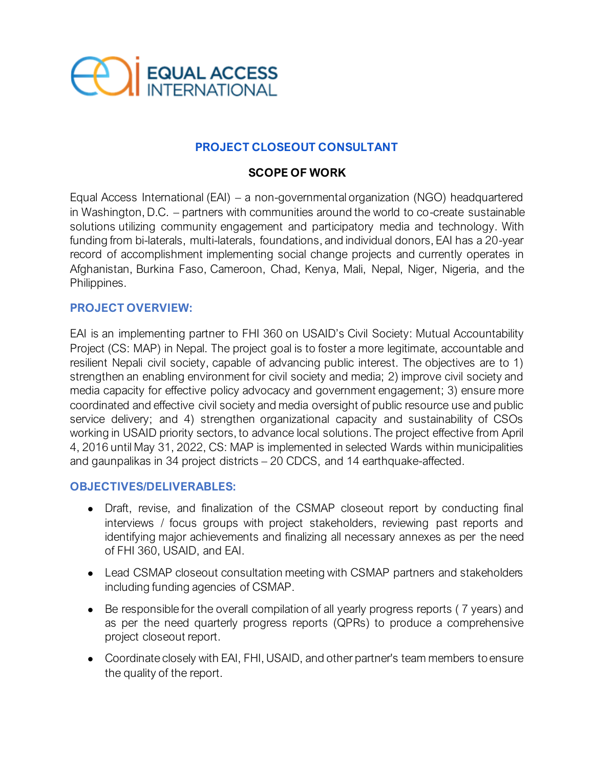EQUAL ACCESS INTERNATIONAL

## PROJECT CLOSEOUT CONSULTANT

### SCOPE OF WORK

Equal Access International (EAI) – a non-governmental organization (NGO) headquartered in Washington, D.C. – partners with communities around the world to co-create sustainable solutions utilizing community engagement and participatory media and technology. With funding from bi-laterals, multi-laterals, foundations, and individual donors, EAI has a 20-year record of accomplishment implementing social change projects and currently operates in Afghanistan, Burkina Faso, Cameroon, Chad, Kenya, Mali, Nepal, Niger, Nigeria, and the Philippines.

### PROJECT OVERVIEW:

EAI is an implementing partner to FHI 360 on USAID's Civil Society: Mutual Accountability Project (CS: MAP) in Nepal. The project goal is to foster a more legitimate, accountable and resilient Nepali civil society, capable of advancing public interest. The objectives are to 1) strengthen an enabling environment for civil society and media; 2) improve civil society and media capacity for effective policy advocacy and government engagement; 3) ensure more coordinated and effective civil society and media oversight of public resource use and public service delivery; and 4) strengthen organizational capacity and sustainability of CSOs working in USAID priority sectors, to advance local solutions. The project effective from April 4, 2016 until May 31, 2022, CS: MAP is implemented in selected Wards within municipalities and gaunpalikas in 34 project districts – 20 CDCS, and 14 earthquake-affected.

### OBJECTIVES/DELIVERABLES:

- Draft, revise, and finalization of the CSMAP closeout report by conducting final interviews / focus groups with project stakeholders, reviewing past reports and identifying major achievements and finalizing all necessary annexes as per the need of FHI 360, USAID, and EAI.
- Lead CSMAP closeout consultation meeting with CSMAP partners and stakeholders including funding agencies of CSMAP.
- Be responsible for the overall compilation of all yearly progress reports ( 7 years) and as per the need quarterly progress reports (QPRs) to produce a comprehensive project closeout report.
- Coordinate closely with EAI, FHI, USAID, and other partner's team members to ensure the quality of the report.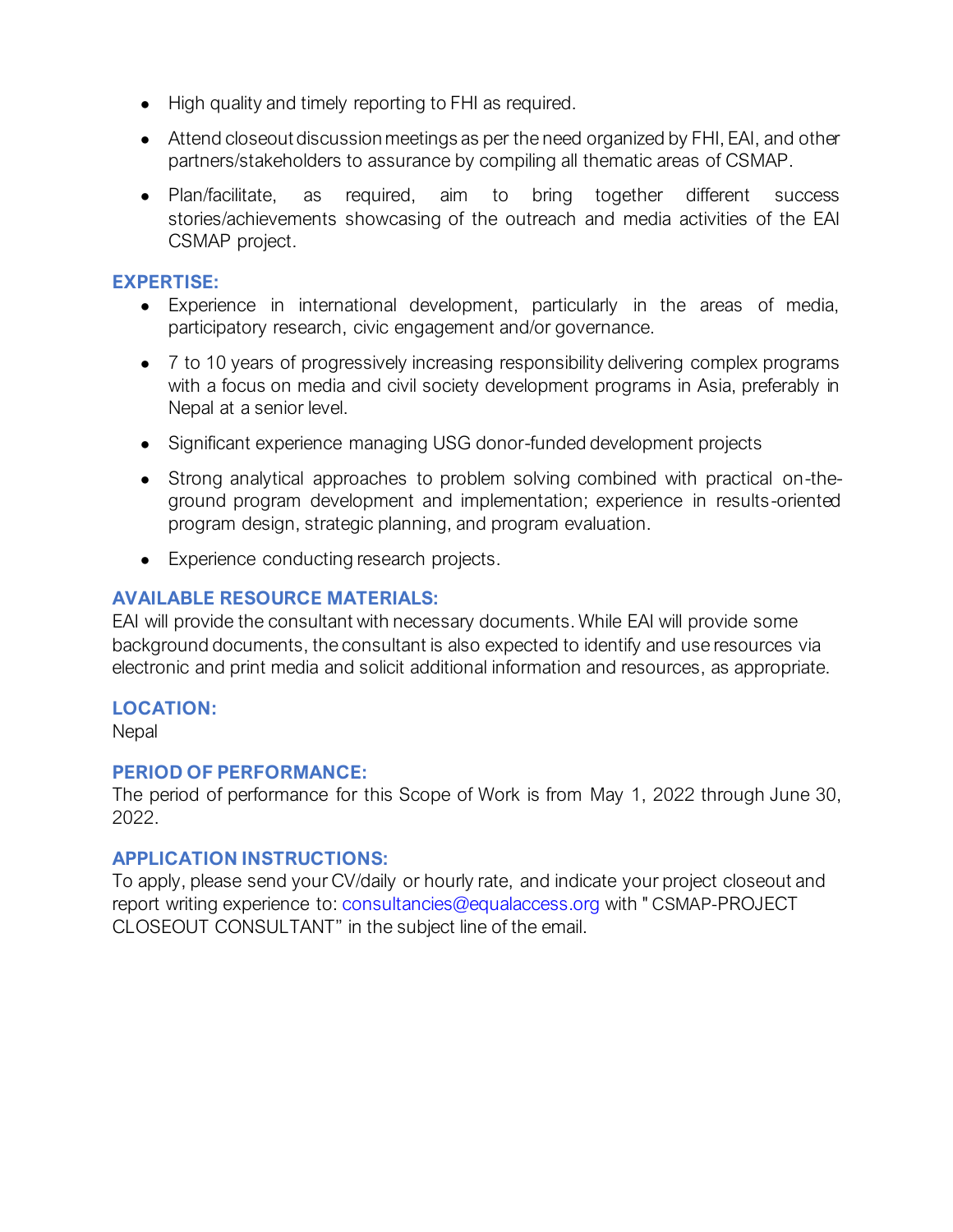- High quality and timely reporting to FHI as required.
- Attend closeout discussion meetings as per the need organized by FHI, EAI, and other partners/stakeholders to assurance by compiling all thematic areas of CSMAP.
- Plan/facilitate, as required, aim to bring together different success stories/achievements showcasing of the outreach and media activities of the EAI CSMAP project.

### EXPERTISE:

- Experience in international development, particularly in the areas of media, participatory research, civic engagement and/or governance.
- 7 to 10 years of progressively increasing responsibility delivering complex programs with a focus on media and civil society development programs in Asia, preferably in Nepal at a senior level.
- Significant experience managing USG donor-funded development projects
- Strong analytical approaches to problem solving combined with practical on-the-ground program development and implementation; experience in results-oriented program design, strategic planning, and program evaluation.
- Experience conducting research projects.

### AVAILABLE RESOURCE MATERIALS:

EAI will provide the consultant with necessary documents. While EAI will provide some background documents, the consultant is also expected to identify and use resources via electronic and print media and solicit additional information and resources, as appropriate.

### LOCATION:

Nepal

### PERIOD OF PERFORMANCE:

The period of performance for this Scope of Work is from May 1, 2022 through June 30, 2022.

### APPLICATION INSTRUCTIONS:

To apply, please send your CV/daily or hourly rate, and indicate your project closeout and report writing experience to: consultancies@equalaccess.org with " CSMAP-PROJECT CLOSEOUT CONSULTANT" in the subject line of the email.